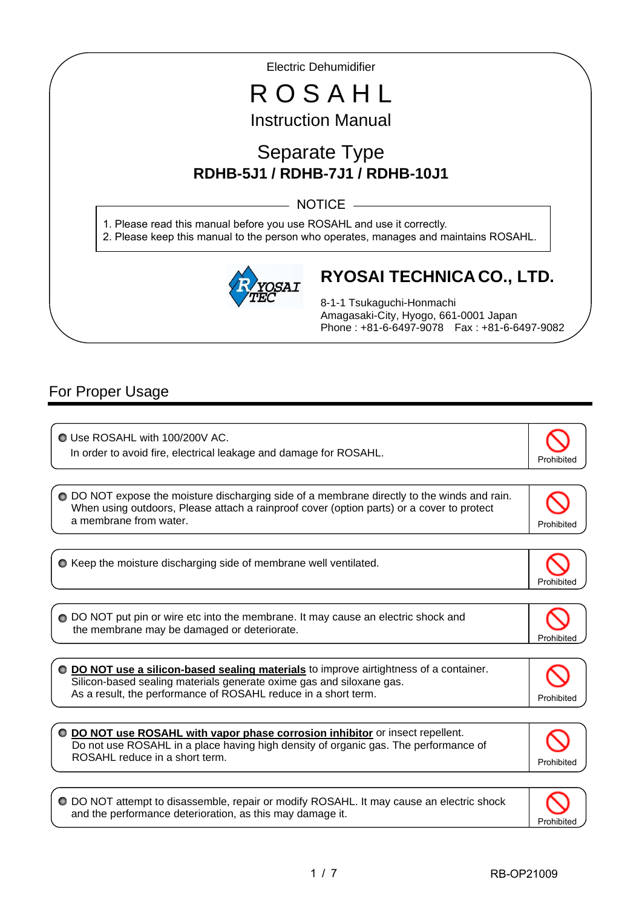Electric Dehumidifier

# R O S A H L

## Instruction Manual

## Separate Type

**RDHB-5J1 / RDHB-7J1 / RDHB-10J1**

NOTICE

1. Please read this manual before you use ROSAHL and use it correctly.
2. Please keep this manual to the person who operates, manages and maintains ROSAHL.

**RYOSAI TECHNICA CO., LTD.**

8-1-1 Tsukaguchi-Honmachi
Amagasaki-City, Hyogo, 661-0001 Japan
Phone : +81-6-6497-9078  Fax : +81-6-6497-9082

## For Proper Usage

| | |
|---|---|
| ● Use ROSAHL with 100/200V AC. In order to avoid fire, electrical leakage and damage for ROSAHL. | Prohibited |
| ● DO NOT expose the moisture discharging side of a membrane directly to the winds and rain. When using outdoors, Please attach a rainproof cover (option parts) or a cover to protect a membrane from water. | Prohibited |
| ● Keep the moisture discharging side of membrane well ventilated. | Prohibited |
| ● DO NOT put pin or wire etc into the membrane. It may cause an electric shock and the membrane may be damaged or deteriorate. | Prohibited |
| ● **DO NOT use a silicon-based sealing materials** to improve airtightness of a container. Silicon-based sealing materials generate oxime gas and siloxane gas. As a result, the performance of ROSAHL reduce in a short term. | Prohibited |
| ● **DO NOT use ROSAHL with vapor phase corrosion inhibitor** or insect repellent. Do not use ROSAHL in a place having high density of organic gas. The performance of ROSAHL reduce in a short term. | Prohibited |
| ● DO NOT attempt to disassemble, repair or modify ROSAHL. It may cause an electric shock and the performance deterioration, as this may damage it. | Prohibited |

RB-OP21009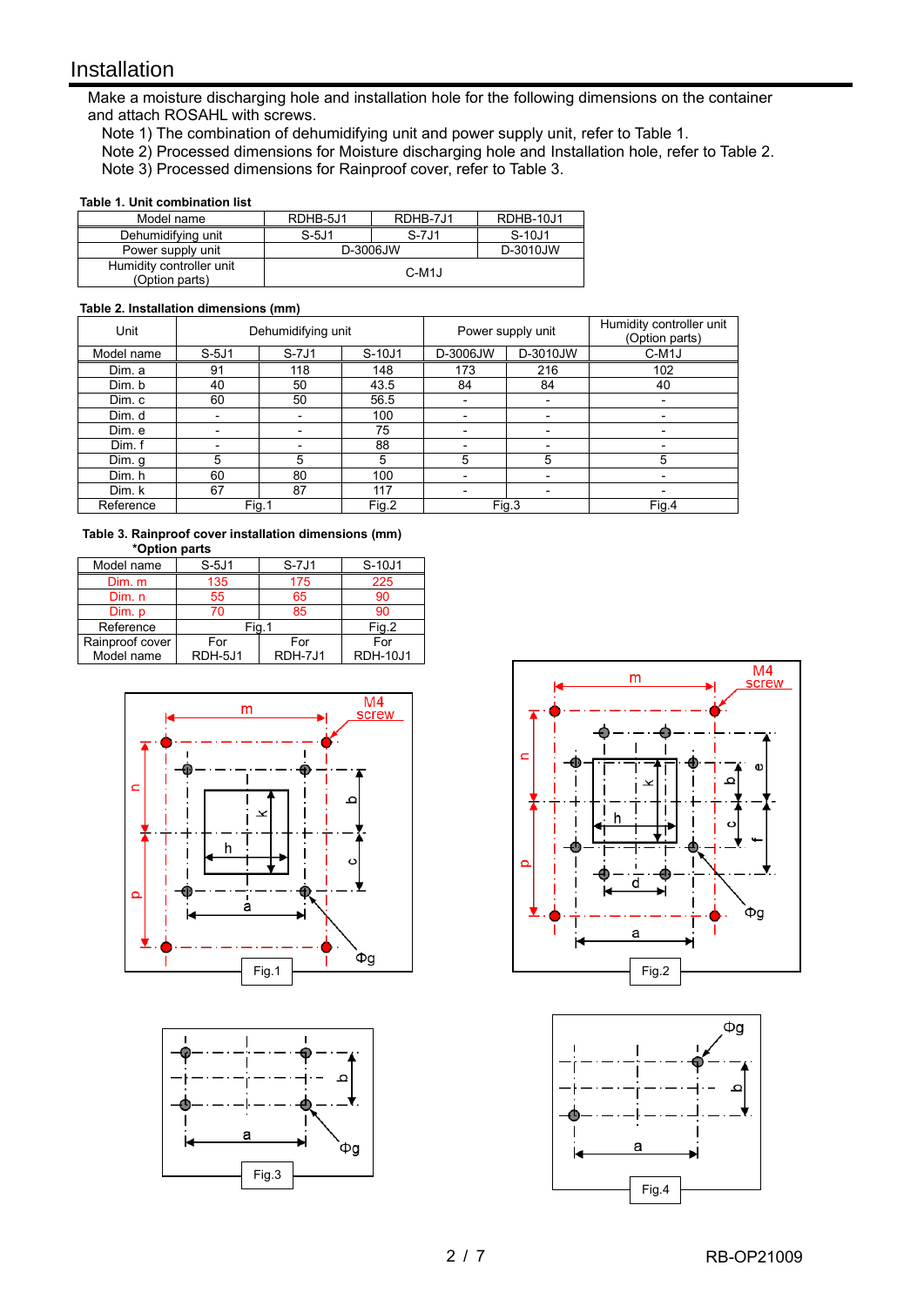# Installation

Make a moisture discharging hole and installation hole for the following dimensions on the container and attach ROSAHL with screws.

Note 1) The combination of dehumidifying unit and power supply unit, refer to Table 1.
Note 2) Processed dimensions for Moisture discharging hole and Installation hole, refer to Table 2.
Note 3) Processed dimensions for Rainproof cover, refer to Table 3.

**Table 1. Unit combination list**

| Model name | RDHB-5J1 | RDHB-7J1 | RDHB-10J1 |
|---|---|---|---|
| Dehumidifying unit | S-5J1 | S-7J1 | S-10J1 |
| Power supply unit | D-3006JW | | D-3010JW |
| Humidity controller unit (Option parts) | C-M1J | | |

**Table 2. Installation dimensions (mm)**

| Unit | Dehumidifying unit | | | Power supply unit | | Humidity controller unit (Option parts) |
|---|---|---|---|---|---|---|
| Model name | S-5J1 | S-7J1 | S-10J1 | D-3006JW | D-3010JW | C-M1J |
| Dim. a | 91 | 118 | 148 | 173 | 216 | 102 |
| Dim. b | 40 | 50 | 43.5 | 84 | 84 | 40 |
| Dim. c | 60 | 50 | 56.5 | - | - | - |
| Dim. d | - | - | 100 | - | - | - |
| Dim. e | - | - | 75 | - | - | - |
| Dim. f | - | - | 88 | - | - | - |
| Dim. g | 5 | 5 | 5 | 5 | 5 | 5 |
| Dim. h | 60 | 80 | 100 | - | - | - |
| Dim. k | 67 | 87 | 117 | - | - | - |
| Reference | Fig.1 | | Fig.2 | Fig.3 | | Fig.4 |

**Table 3. Rainproof cover installation dimensions (mm)**
**\*Option parts**

| Model name | S-5J1 | S-7J1 | S-10J1 |
|---|---|---|---|
| Dim. m | 135 | 175 | 225 |
| Dim. n | 55 | 65 | 90 |
| Dim. p | 70 | 85 | 90 |
| Reference | Fig.1 | | Fig.2 |
| Rainproof cover Model name | For RDH-5J1 | For RDH-7J1 | For RDH-10J1 |

Fig.1

Fig.2

Fig.3

Fig.4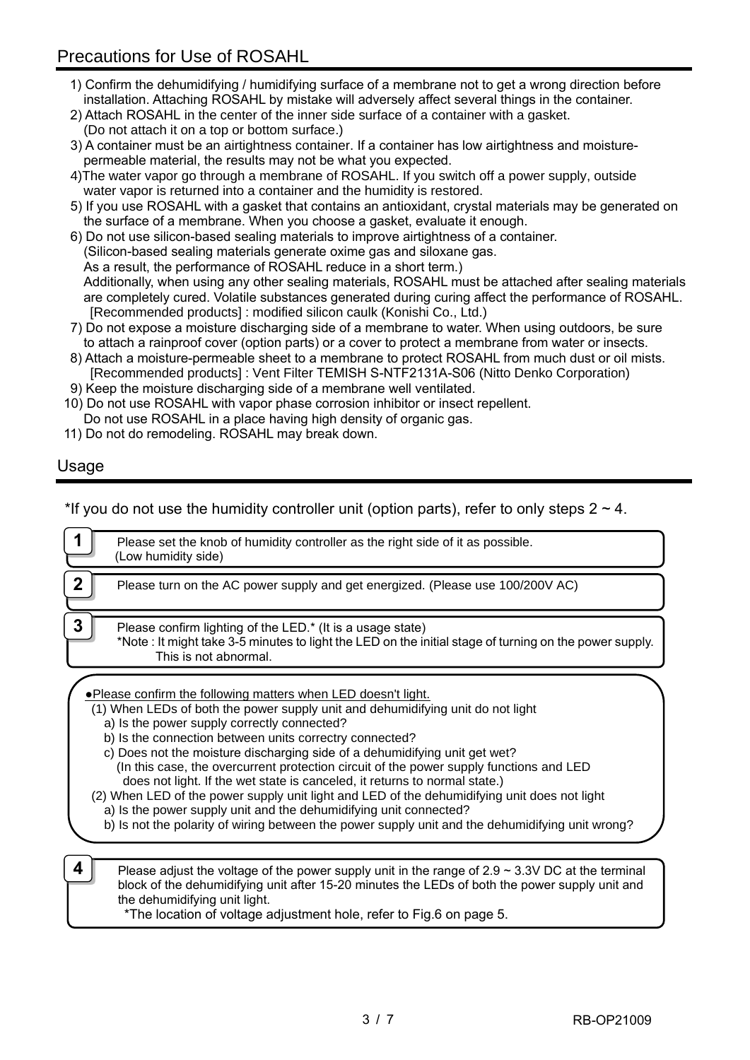## Precautions for Use of ROSAHL

1) Confirm the dehumidifying / humidifying surface of a membrane not to get a wrong direction before installation. Attaching ROSAHL by mistake will adversely affect several things in the container.
2) Attach ROSAHL in the center of the inner side surface of a container with a gasket. (Do not attach it on a top or bottom surface.)
3) A container must be an airtightness container. If a container has low airtightness and moisture-permeable material, the results may not be what you expected.
4) The water vapor go through a membrane of ROSAHL. If you switch off a power supply, outside water vapor is returned into a container and the humidity is restored.
5) If you use ROSAHL with a gasket that contains an antioxidant, crystal materials may be generated on the surface of a membrane. When you choose a gasket, evaluate it enough.
6) Do not use silicon-based sealing materials to improve airtightness of a container. (Silicon-based sealing materials generate oxime gas and siloxane gas. As a result, the performance of ROSAHL reduce in a short term.) Additionally, when using any other sealing materials, ROSAHL must be attached after sealing materials are completely cured. Volatile substances generated during curing affect the performance of ROSAHL.
   [Recommended products] : modified silicon caulk (Konishi Co., Ltd.)
7) Do not expose a moisture discharging side of a membrane to water. When using outdoors, be sure to attach a rainproof cover (option parts) or a cover to protect a membrane from water or insects.
8) Attach a moisture-permeable sheet to a membrane to protect ROSAHL from much dust or oil mists.
   [Recommended products] : Vent Filter TEMISH S-NTF2131A-S06 (Nitto Denko Corporation)
9) Keep the moisture discharging side of a membrane well ventilated.
10) Do not use ROSAHL with vapor phase corrosion inhibitor or insect repellent. Do not use ROSAHL in a place having high density of organic gas.
11) Do not do remodeling. ROSAHL may break down.

## Usage

*If you do not use the humidity controller unit (option parts), refer to only steps 2 ~ 4.

**1** Please set the knob of humidity controller as the right side of it as possible. (Low humidity side)

**2** Please turn on the AC power supply and get energized. (Please use 100/200V AC)

**3** Please confirm lighting of the LED.* (It is a usage state)
*Note : It might take 3-5 minutes to light the LED on the initial stage of turning on the power supply. This is not abnormal.

●Please confirm the following matters when LED doesn't light.

(1) When LEDs of both the power supply unit and dehumidifying unit do not light
   a) Is the power supply correctly connected?
   b) Is the connection between units correctry connected?
   c) Does not the moisture discharging side of a dehumidifying unit get wet?
      (In this case, the overcurrent protection circuit of the power supply functions and LED does not light. If the wet state is canceled, it returns to normal state.)

(2) When LED of the power supply unit light and LED of the dehumidifying unit does not light
   a) Is the power supply unit and the dehumidifying unit connected?
   b) Is not the polarity of wiring between the power supply unit and the dehumidifying unit wrong?

**4** Please adjust the voltage of the power supply unit in the range of 2.9 ~ 3.3V DC at the terminal block of the dehumidifying unit after 15-20 minutes the LEDs of both the power supply unit and the dehumidifying unit light.
*The location of voltage adjustment hole, refer to Fig.6 on page 5.

RB-OP21009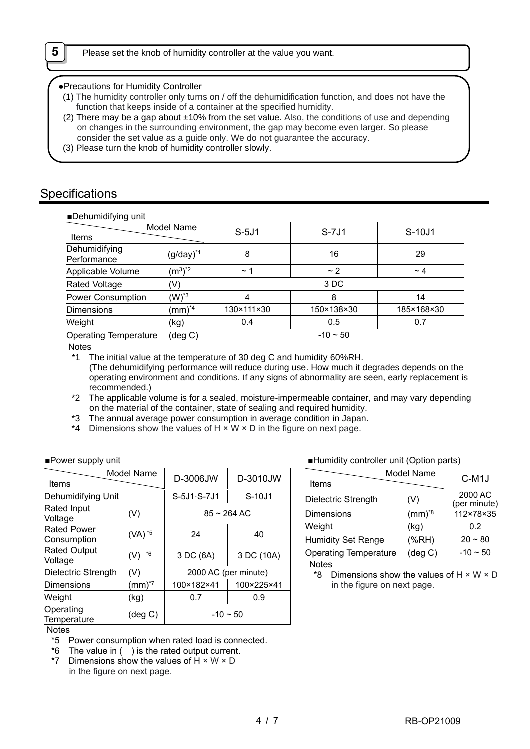**5** Please set the knob of humidity controller at the value you want.

●Precautions for Humidity Controller

(1) The humidity controller only turns on / off the dehumidification function, and does not have the function that keeps inside of a container at the specified humidity.
(2) There may be a gap about ±10% from the set value. Also, the conditions of use and depending on changes in the surrounding environment, the gap may become even larger. So please consider the set value as a guide only. We do not guarantee the accuracy.
(3) Please turn the knob of humidity controller slowly.

## Specifications

■Dehumidifying unit

| Items \ Model Name | | S-5J1 | S-7J1 | S-10J1 |
|---|---|---|---|---|
| Dehumidifying Performance | (g/day)*1 | 8 | 16 | 29 |
| Applicable Volume | ($m^3$)*2 | ~ 1 | ~ 2 | ~ 4 |
| Rated Voltage | (V) | 3 DC | | |
| Power Consumption | (W)*3 | 4 | 8 | 14 |
| Dimensions | (mm)*4 | 130×111×30 | 150×138×30 | 185×168×30 |
| Weight | (kg) | 0.4 | 0.5 | 0.7 |
| Operating Temperature | (deg C) | -10 ~ 50 | | |

Notes

*1 The initial value at the temperature of 30 deg C and humidity 60%RH.
(The dehumidifying performance will reduce during use. How much it degrades depends on the operating environment and conditions. If any signs of abnormality are seen, early replacement is recommended.)

*2 The applicable volume is for a sealed, moisture-impermeable container, and may vary depending on the material of the container, state of sealing and required humidity.

*3 The annual average power consumption in average condition in Japan.

*4 Dimensions show the values of H × W × D in the figure on next page.

■Power supply unit

| Items \ Model Name | | D-3006JW | D-3010JW |
|---|---|---|---|
| Dehumidifying Unit | | S-5J1･S-7J1 | S-10J1 |
| Rated Input Voltage | (V) | 85 ~ 264 AC | |
| Rated Power Consumption | (VA)*5 | 24 | 40 |
| Rated Output Voltage | (V) *6 | 3 DC (6A) | 3 DC (10A) |
| Dielectric Strength | (V) | 2000 AC (per minute) | |
| Dimensions | (mm)*7 | 100×182×41 | 100×225×41 |
| Weight | (kg) | 0.7 | 0.9 |
| Operating Temperature | (deg C) | -10 ~ 50 | |

Notes

*5 Power consumption when rated load is connected.

*6 The value in ( ) is the rated output current.

*7 Dimensions show the values of H × W × D in the figure on next page.

■Humidity controller unit (Option parts)

| Items \ Model Name | | C-M1J |
|---|---|---|
| Dielectric Strength | (V) | 2000 AC (per minute) |
| Dimensions | (mm)*8 | 112×78×35 |
| Weight | (kg) | 0.2 |
| Humidity Set Range | (%RH) | 20 ~ 80 |
| Operating Temperature | (deg C) | -10 ~ 50 |

Notes

*8 Dimensions show the values of H × W × D in the figure on next page.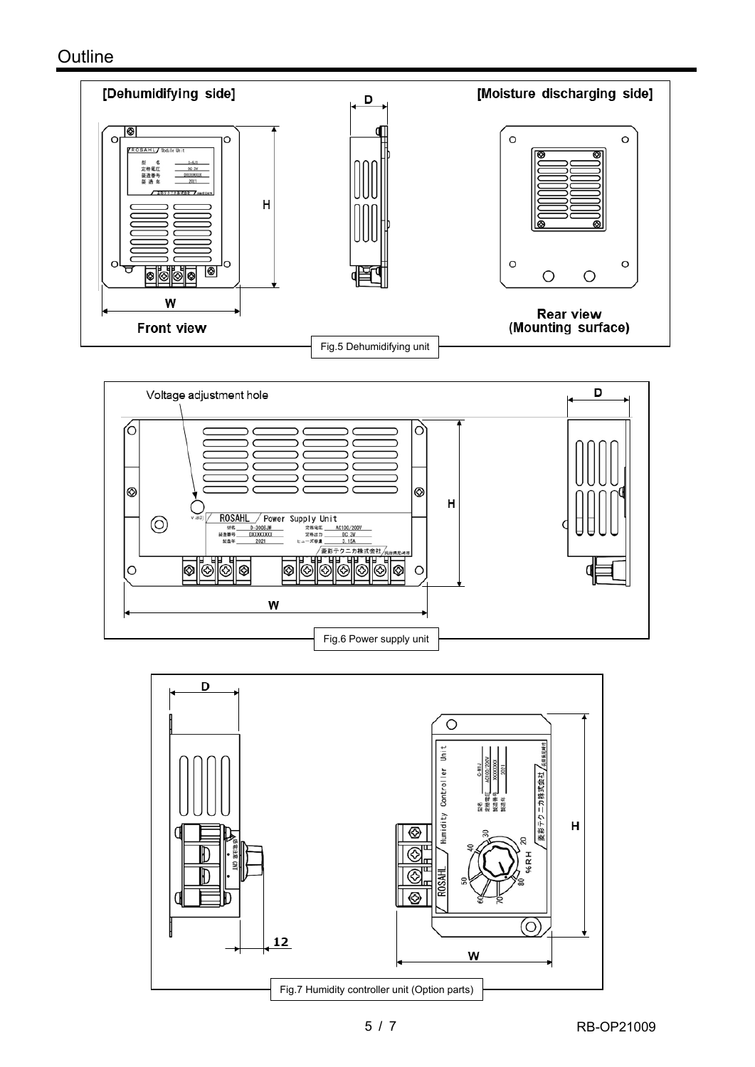# Outline

[Dehumidifying side]

[Moisture discharging side]

Front view

Rear view (Mounting surface)

Fig.5 Dehumidifying unit

Voltage adjustment hole

Fig.6 Power supply unit

Fig.7 Humidity controller unit (Option parts)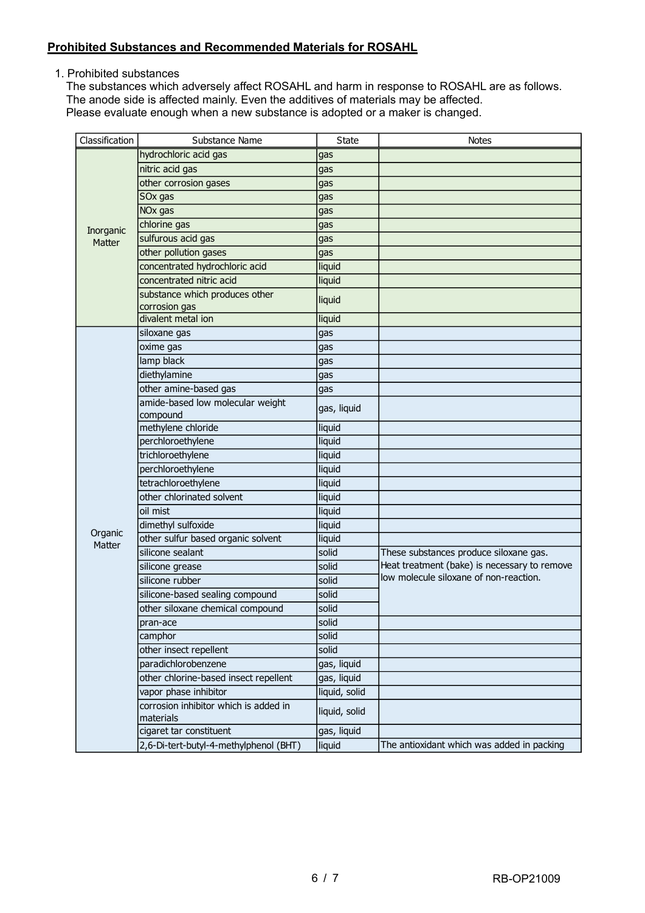## Prohibited Substances and Recommended Materials for ROSAHL

1. Prohibited substances

The substances which adversely affect ROSAHL and harm in response to ROSAHL are as follows.
The anode side is affected mainly. Even the additives of materials may be affected.
Please evaluate enough when a new substance is adopted or a maker is changed.

| Classification | Substance Name | State | Notes |
|---|---|---|---|
| Inorganic Matter | hydrochloric acid gas | gas | |
| | nitric acid gas | gas | |
| | other corrosion gases | gas | |
| | SOx gas | gas | |
| | NOx gas | gas | |
| | chlorine gas | gas | |
| | sulfurous acid gas | gas | |
| | other pollution gases | gas | |
| | concentrated hydrochloric acid | liquid | |
| | concentrated nitric acid | liquid | |
| | substance which produces other corrosion gas | liquid | |
| | divalent metal ion | liquid | |
| Organic Matter | siloxane gas | gas | |
| | oxime gas | gas | |
| | lamp black | gas | |
| | diethylamine | gas | |
| | other amine-based gas | gas | |
| | amide-based low molecular weight compound | gas, liquid | |
| | methylene chloride | liquid | |
| | perchloroethylene | liquid | |
| | trichloroethylene | liquid | |
| | perchloroethylene | liquid | |
| | tetrachloroethylene | liquid | |
| | other chlorinated solvent | liquid | |
| | oil mist | liquid | |
| | dimethyl sulfoxide | liquid | |
| | other sulfur based organic solvent | liquid | |
| | silicone sealant | solid | These substances produce siloxane gas. Heat treatment (bake) is necessary to remove low molecule siloxane of non-reaction. |
| | silicone grease | solid | |
| | silicone rubber | solid | |
| | silicone-based sealing compound | solid | |
| | other siloxane chemical compound | solid | |
| | pran-ace | solid | |
| | camphor | solid | |
| | other insect repellent | solid | |
| | paradichlorobenzene | gas, liquid | |
| | other chlorine-based insect repellent | gas, liquid | |
| | vapor phase inhibitor | liquid, solid | |
| | corrosion inhibitor which is added in materials | liquid, solid | |
| | cigaret tar constituent | gas, liquid | |
| | 2,6-Di-tert-butyl-4-methylphenol (BHT) | liquid | The antioxidant which was added in packing |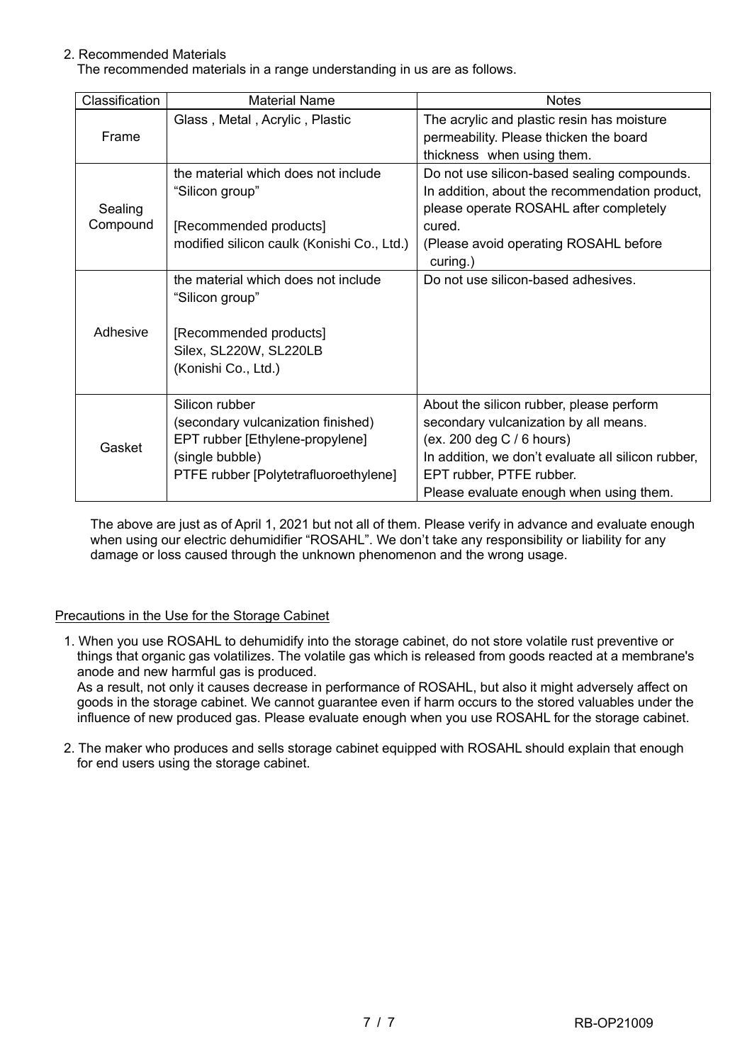2. Recommended Materials

The recommended materials in a range understanding in us are as follows.

| Classification | Material Name | Notes |
|---|---|---|
| Frame | Glass , Metal , Acrylic , Plastic | The acrylic and plastic resin has moisture permeability. Please thicken the board thickness when using them. |
| Sealing Compound | the material which does not include “Silicon group”<br><br>[Recommended products]<br>modified silicon caulk (Konishi Co., Ltd.) | Do not use silicon-based sealing compounds.<br>In addition, about the recommendation product, please operate ROSAHL after completely cured.<br>(Please avoid operating ROSAHL before curing.) |
| Adhesive | the material which does not include “Silicon group”<br><br>[Recommended products]<br>Silex, SL220W, SL220LB<br>(Konishi Co., Ltd.) | Do not use silicon-based adhesives. |
| Gasket | Silicon rubber<br>(secondary vulcanization finished)<br>EPT rubber [Ethylene-propylene]<br>(single bubble)<br>PTFE rubber [Polytetrafluoroethylene] | About the silicon rubber, please perform secondary vulcanization by all means.<br>(ex. 200 deg C / 6 hours)<br>In addition, we don’t evaluate all silicon rubber, EPT rubber, PTFE rubber.<br>Please evaluate enough when using them. |

The above are just as of April 1, 2021 but not all of them. Please verify in advance and evaluate enough when using our electric dehumidifier “ROSAHL”. We don’t take any responsibility or liability for any damage or loss caused through the unknown phenomenon and the wrong usage.

Precautions in the Use for the Storage Cabinet

1. When you use ROSAHL to dehumidify into the storage cabinet, do not store volatile rust preventive or things that organic gas volatilizes. The volatile gas which is released from goods reacted at a membrane's anode and new harmful gas is produced.
   As a result, not only it causes decrease in performance of ROSAHL, but also it might adversely affect on goods in the storage cabinet. We cannot guarantee even if harm occurs to the stored valuables under the influence of new produced gas. Please evaluate enough when you use ROSAHL for the storage cabinet.

2. The maker who produces and sells storage cabinet equipped with ROSAHL should explain that enough for end users using the storage cabinet.